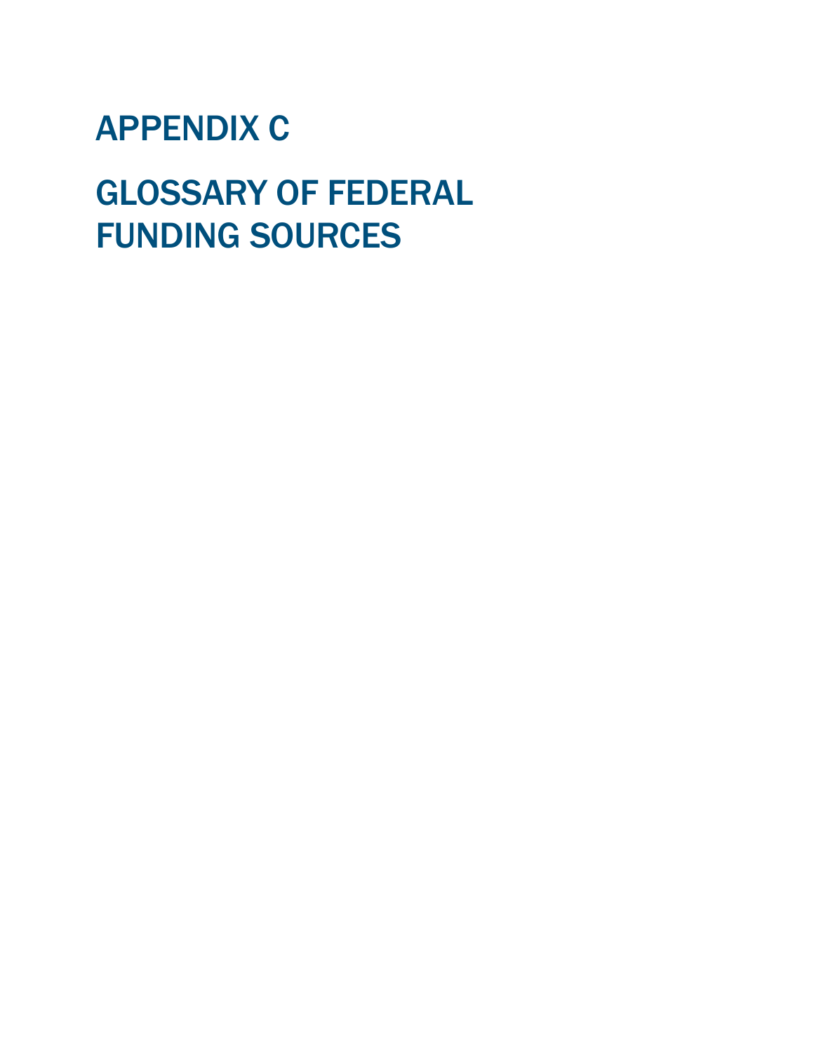# APPENDIX C

# GLOSSARY OF FEDERAL FUNDING SOURCES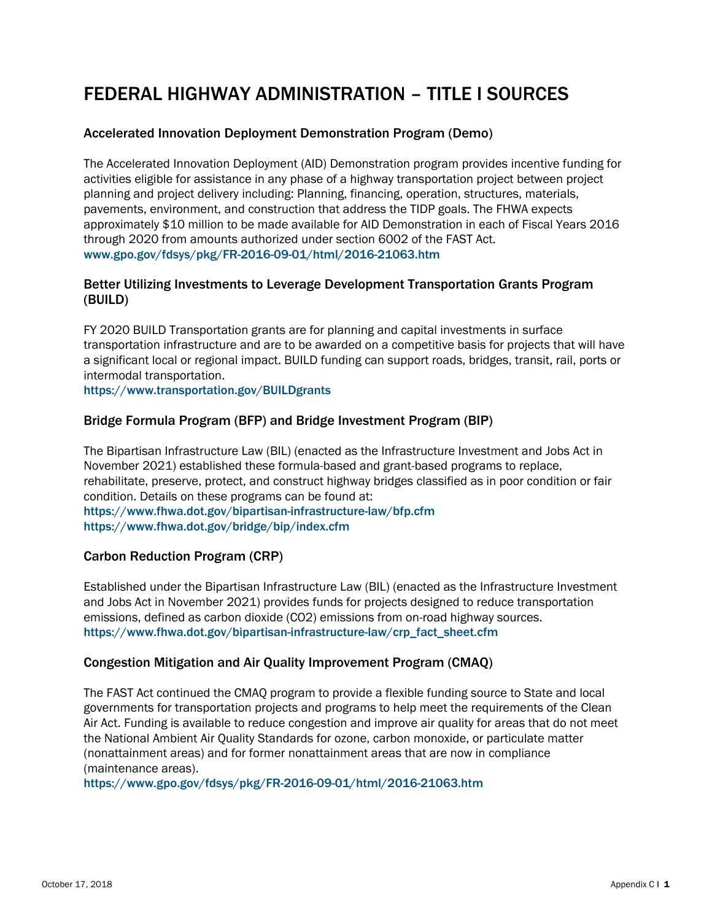# FEDERAL HIGHWAY ADMINISTRATION – TITLE I SOURCES

### Accelerated Innovation Deployment Demonstration Program (Demo)

The Accelerated Innovation Deployment (AID) Demonstration program provides incentive funding for activities eligible for assistance in any phase of a highway transportation project between project planning and project delivery including: Planning, financing, operation, structures, materials, pavements, environment, and construction that address the TIDP goals. The FHWA expects approximately $10 million to be made available for AID Demonstration in each of Fiscal Years 2016 through 2020 from amounts authorized under section 6002 of the FAST Act.
**www.gpo.gov/fdsys/pkg/FR-2016-09-01/html/2016-21063.htm**

### Better Utilizing Investments to Leverage Development Transportation Grants Program (BUILD)

FY 2020 BUILD Transportation grants are for planning and capital investments in surface transportation infrastructure and are to be awarded on a competitive basis for projects that will have a significant local or regional impact. BUILD funding can support roads, bridges, transit, rail, ports or intermodal transportation.
**https://www.transportation.gov/BUILDgrants**

### Bridge Formula Program (BFP) and Bridge Investment Program (BIP)

The Bipartisan Infrastructure Law (BIL) (enacted as the Infrastructure Investment and Jobs Act in November 2021) established these formula-based and grant-based programs to replace, rehabilitate, preserve, protect, and construct highway bridges classified as in poor condition or fair condition. Details on these programs can be found at:
**https://www.fhwa.dot.gov/bipartisan-infrastructure-law/bfp.cfm**
**https://www.fhwa.dot.gov/bridge/bip/index.cfm**

### Carbon Reduction Program (CRP)

Established under the Bipartisan Infrastructure Law (BIL) (enacted as the Infrastructure Investment and Jobs Act in November 2021) provides funds for projects designed to reduce transportation emissions, defined as carbon dioxide ($CO_2$) emissions from on-road highway sources.
**https://www.fhwa.dot.gov/bipartisan-infrastructure-law/crp_fact_sheet.cfm**

### Congestion Mitigation and Air Quality Improvement Program (CMAQ)

The FAST Act continued the CMAQ program to provide a flexible funding source to State and local governments for transportation projects and programs to help meet the requirements of the Clean Air Act. Funding is available to reduce congestion and improve air quality for areas that do not meet the National Ambient Air Quality Standards for ozone, carbon monoxide, or particulate matter (nonattainment areas) and for former nonattainment areas that are now in compliance (maintenance areas).
**https://www.gpo.gov/fdsys/pkg/FR-2016-09-01/html/2016-21063.htm**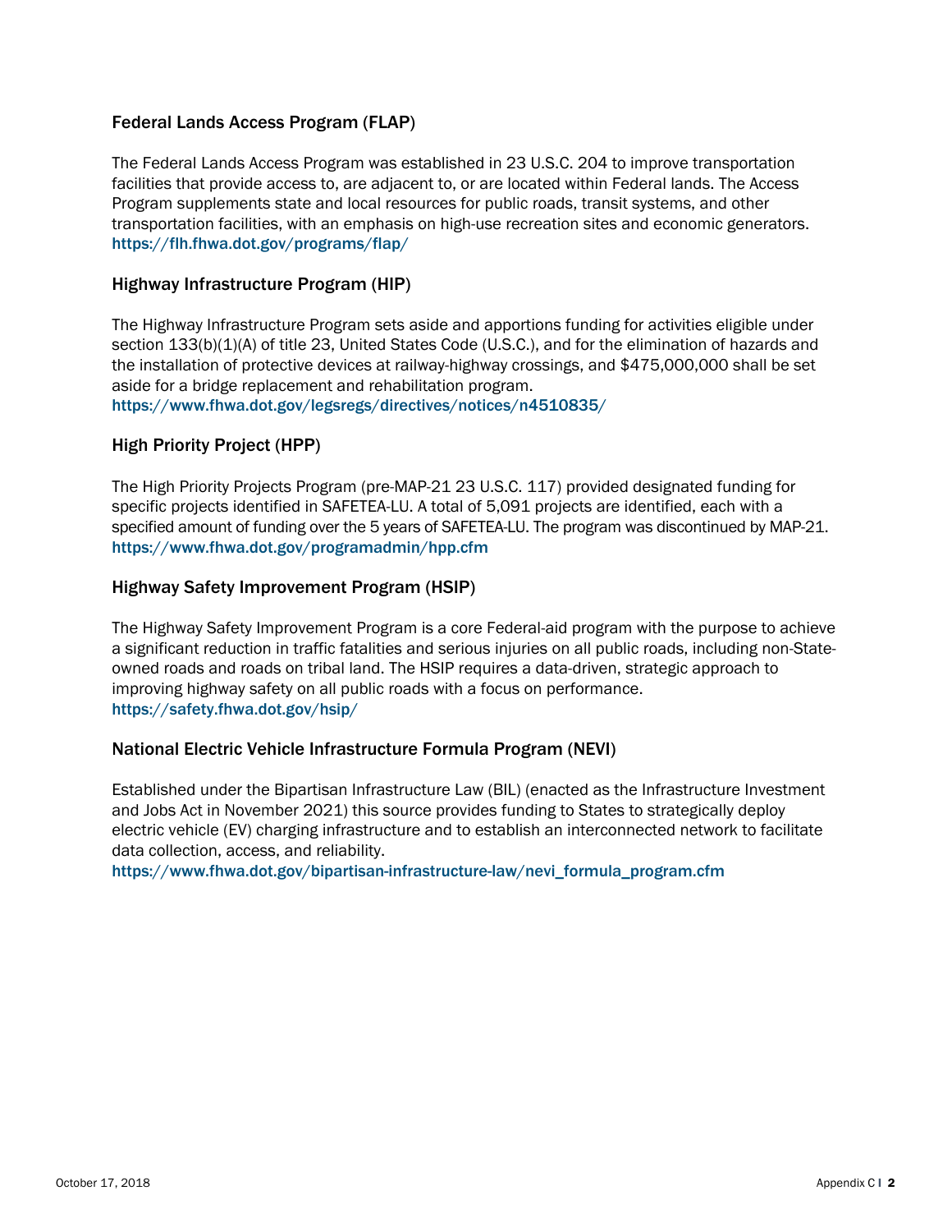### Federal Lands Access Program (FLAP)

The Federal Lands Access Program was established in 23 U.S.C. 204 to improve transportation facilities that provide access to, are adjacent to, or are located within Federal lands. The Access Program supplements state and local resources for public roads, transit systems, and other transportation facilities, with an emphasis on high-use recreation sites and economic generators.
**https://flh.fhwa.dot.gov/programs/flap/**

### Highway Infrastructure Program (HIP)

The Highway Infrastructure Program sets aside and apportions funding for activities eligible under section 133(b)(1)(A) of title 23, United States Code (U.S.C.), and for the elimination of hazards and the installation of protective devices at railway-highway crossings, and $475,000,000 shall be set aside for a bridge replacement and rehabilitation program.
**https://www.fhwa.dot.gov/legsregs/directives/notices/n4510835/**

### High Priority Project (HPP)

The High Priority Projects Program (pre-MAP-21 23 U.S.C. 117) provided designated funding for specific projects identified in SAFETEA-LU. A total of 5,091 projects are identified, each with a specified amount of funding over the 5 years of SAFETEA-LU. The program was discontinued by MAP-21.
**https://www.fhwa.dot.gov/programadmin/hpp.cfm**

### Highway Safety Improvement Program (HSIP)

The Highway Safety Improvement Program is a core Federal-aid program with the purpose to achieve a significant reduction in traffic fatalities and serious injuries on all public roads, including non-State-owned roads and roads on tribal land. The HSIP requires a data-driven, strategic approach to improving highway safety on all public roads with a focus on performance.
**https://safety.fhwa.dot.gov/hsip/**

### National Electric Vehicle Infrastructure Formula Program (NEVI)

Established under the Bipartisan Infrastructure Law (BIL) (enacted as the Infrastructure Investment and Jobs Act in November 2021) this source provides funding to States to strategically deploy electric vehicle (EV) charging infrastructure and to establish an interconnected network to facilitate data collection, access, and reliability.
**https://www.fhwa.dot.gov/bipartisan-infrastructure-law/nevi_formula_program.cfm**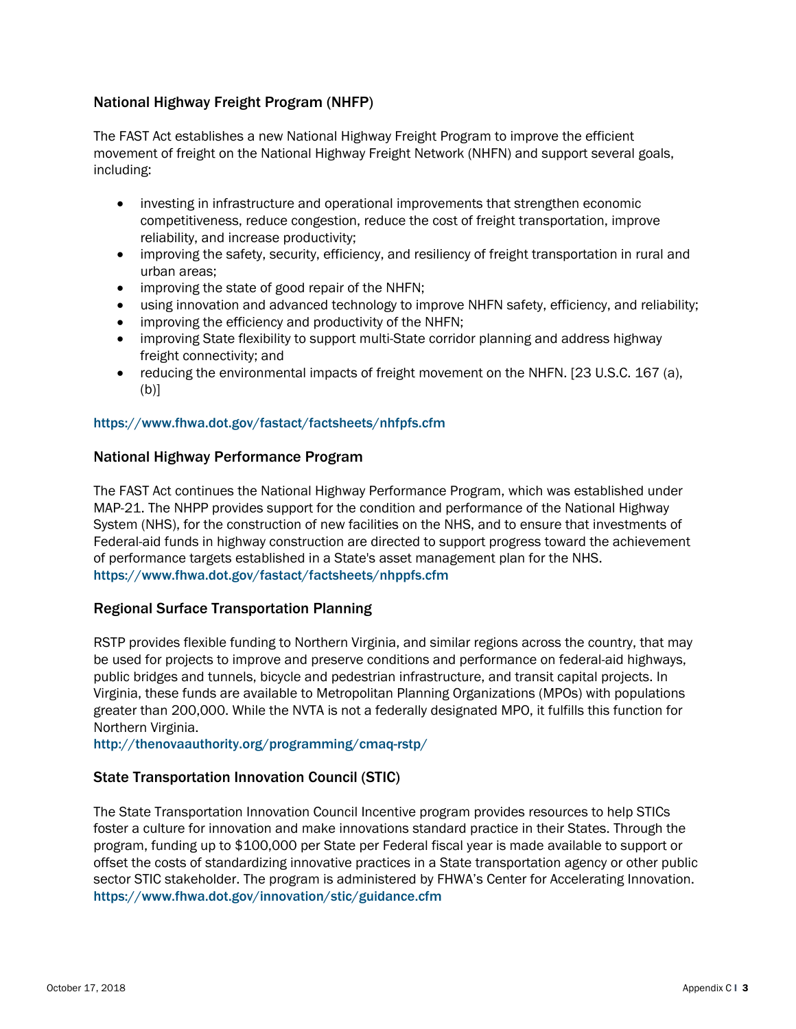### National Highway Freight Program (NHFP)

The FAST Act establishes a new National Highway Freight Program to improve the efficient movement of freight on the National Highway Freight Network (NHFN) and support several goals, including:

- investing in infrastructure and operational improvements that strengthen economic competitiveness, reduce congestion, reduce the cost of freight transportation, improve reliability, and increase productivity;
- improving the safety, security, efficiency, and resiliency of freight transportation in rural and urban areas;
- improving the state of good repair of the NHFN;
- using innovation and advanced technology to improve NHFN safety, efficiency, and reliability;
- improving the efficiency and productivity of the NHFN;
- improving State flexibility to support multi-State corridor planning and address highway freight connectivity; and
- reducing the environmental impacts of freight movement on the NHFN. [23 U.S.C. 167 (a), (b)]

https://www.fhwa.dot.gov/fastact/factsheets/nhfpfs.cfm

### National Highway Performance Program

The FAST Act continues the National Highway Performance Program, which was established under MAP-21. The NHPP provides support for the condition and performance of the National Highway System (NHS), for the construction of new facilities on the NHS, and to ensure that investments of Federal-aid funds in highway construction are directed to support progress toward the achievement of performance targets established in a State's asset management plan for the NHS.
https://www.fhwa.dot.gov/fastact/factsheets/nhppfs.cfm

### Regional Surface Transportation Planning

RSTP provides flexible funding to Northern Virginia, and similar regions across the country, that may be used for projects to improve and preserve conditions and performance on federal-aid highways, public bridges and tunnels, bicycle and pedestrian infrastructure, and transit capital projects. In Virginia, these funds are available to Metropolitan Planning Organizations (MPOs) with populations greater than 200,000. While the NVTA is not a federally designated MPO, it fulfills this function for Northern Virginia.
http://thenovaauthority.org/programming/cmaq-rstp/

### State Transportation Innovation Council (STIC)

The State Transportation Innovation Council Incentive program provides resources to help STICs foster a culture for innovation and make innovations standard practice in their States. Through the program, funding up to $100,000 per State per Federal fiscal year is made available to support or offset the costs of standardizing innovative practices in a State transportation agency or other public sector STIC stakeholder. The program is administered by FHWA's Center for Accelerating Innovation.
https://www.fhwa.dot.gov/innovation/stic/guidance.cfm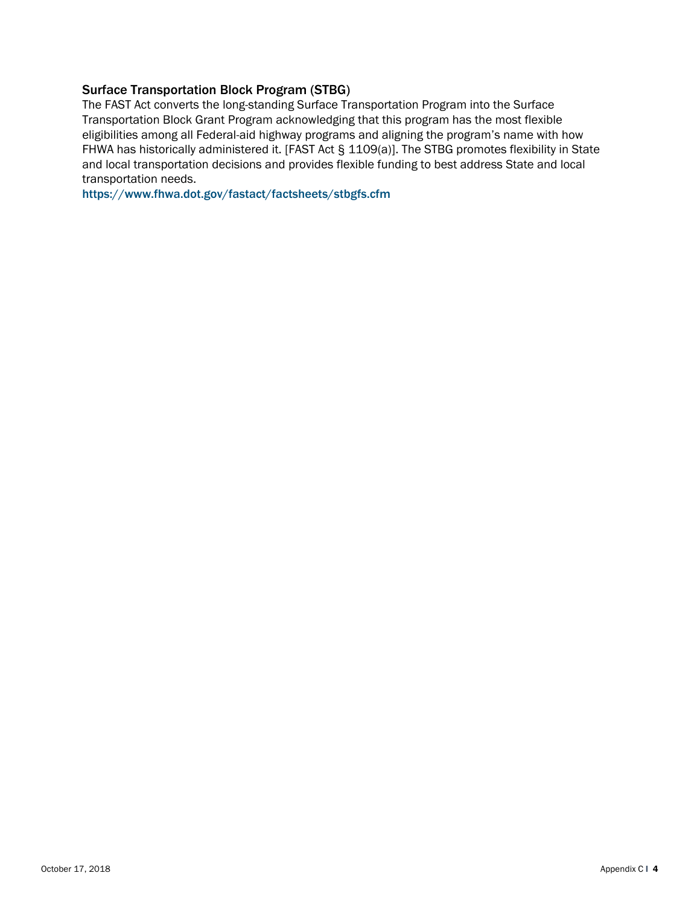### Surface Transportation Block Program (STBG)

The FAST Act converts the long-standing Surface Transportation Program into the Surface Transportation Block Grant Program acknowledging that this program has the most flexible eligibilities among all Federal-aid highway programs and aligning the program's name with how FHWA has historically administered it. [FAST Act § 1109(a)]. The STBG promotes flexibility in State and local transportation decisions and provides flexible funding to best address State and local transportation needs.

https://www.fhwa.dot.gov/fastact/factsheets/stbgfs.cfm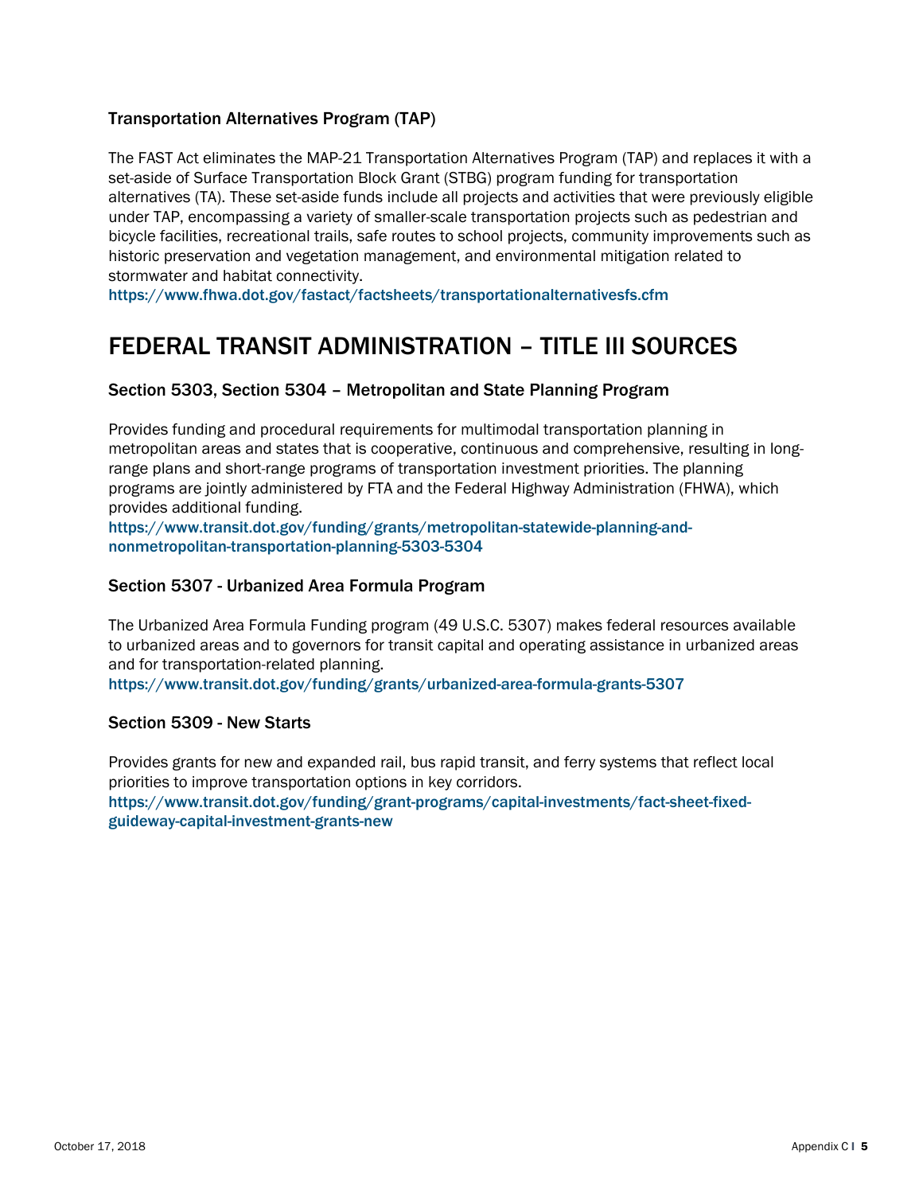### Transportation Alternatives Program (TAP)

The FAST Act eliminates the MAP-21 Transportation Alternatives Program (TAP) and replaces it with a set-aside of Surface Transportation Block Grant (STBG) program funding for transportation alternatives (TA). These set-aside funds include all projects and activities that were previously eligible under TAP, encompassing a variety of smaller-scale transportation projects such as pedestrian and bicycle facilities, recreational trails, safe routes to school projects, community improvements such as historic preservation and vegetation management, and environmental mitigation related to stormwater and habitat connectivity.
https://www.fhwa.dot.gov/fastact/factsheets/transportationalternativesfs.cfm

## FEDERAL TRANSIT ADMINISTRATION – TITLE III SOURCES

### Section 5303, Section 5304 – Metropolitan and State Planning Program

Provides funding and procedural requirements for multimodal transportation planning in metropolitan areas and states that is cooperative, continuous and comprehensive, resulting in long-range plans and short-range programs of transportation investment priorities. The planning programs are jointly administered by FTA and the Federal Highway Administration (FHWA), which provides additional funding.
https://www.transit.dot.gov/funding/grants/metropolitan-statewide-planning-and-nonmetropolitan-transportation-planning-5303-5304

### Section 5307 - Urbanized Area Formula Program

The Urbanized Area Formula Funding program (49 U.S.C. 5307) makes federal resources available to urbanized areas and to governors for transit capital and operating assistance in urbanized areas and for transportation-related planning.
https://www.transit.dot.gov/funding/grants/urbanized-area-formula-grants-5307

### Section 5309 - New Starts

Provides grants for new and expanded rail, bus rapid transit, and ferry systems that reflect local priorities to improve transportation options in key corridors.
https://www.transit.dot.gov/funding/grant-programs/capital-investments/fact-sheet-fixed-guideway-capital-investment-grants-new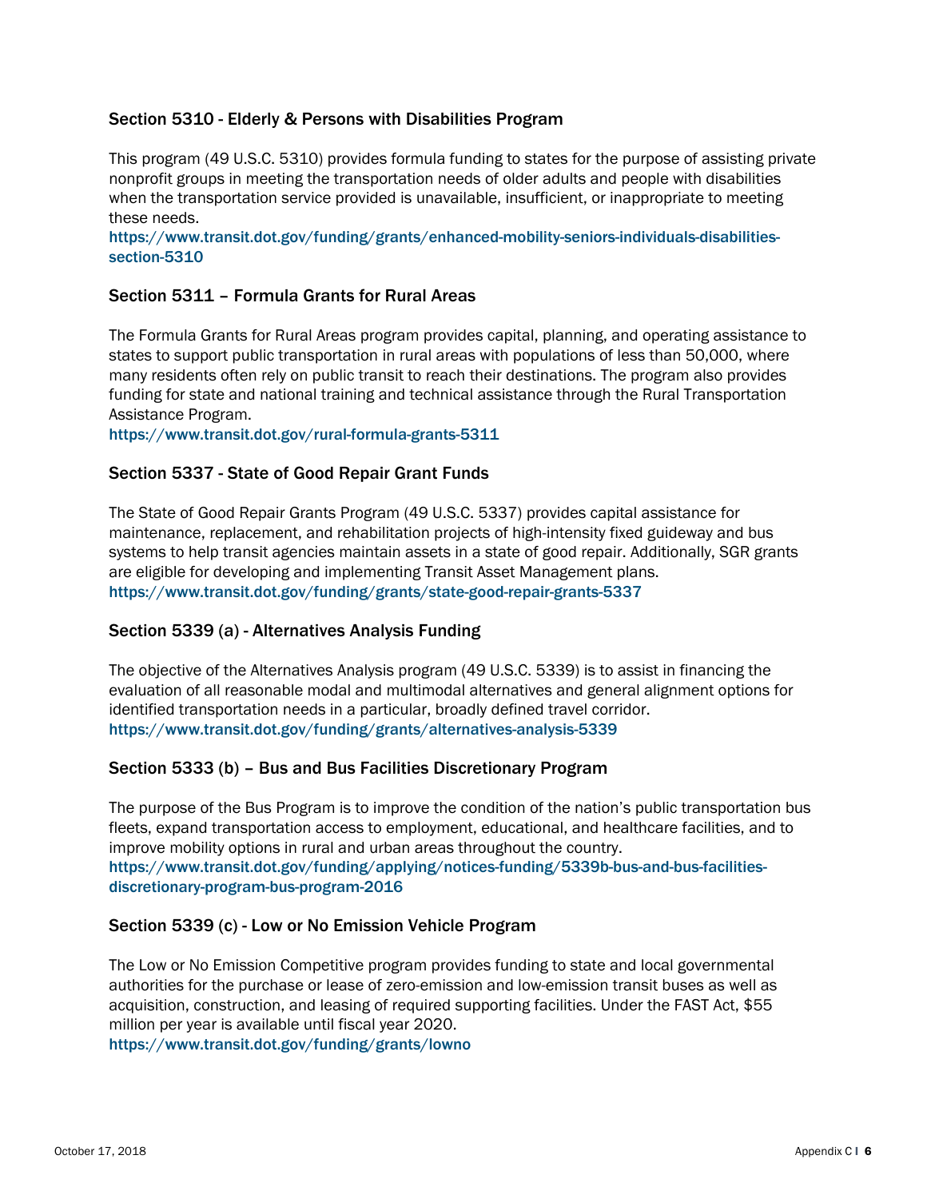### Section 5310 - Elderly & Persons with Disabilities Program

This program (49 U.S.C. 5310) provides formula funding to states for the purpose of assisting private nonprofit groups in meeting the transportation needs of older adults and people with disabilities when the transportation service provided is unavailable, insufficient, or inappropriate to meeting these needs.
https://www.transit.dot.gov/funding/grants/enhanced-mobility-seniors-individuals-disabilities-section-5310

### Section 5311 – Formula Grants for Rural Areas

The Formula Grants for Rural Areas program provides capital, planning, and operating assistance to states to support public transportation in rural areas with populations of less than 50,000, where many residents often rely on public transit to reach their destinations. The program also provides funding for state and national training and technical assistance through the Rural Transportation Assistance Program.
https://www.transit.dot.gov/rural-formula-grants-5311

### Section 5337 - State of Good Repair Grant Funds

The State of Good Repair Grants Program (49 U.S.C. 5337) provides capital assistance for maintenance, replacement, and rehabilitation projects of high-intensity fixed guideway and bus systems to help transit agencies maintain assets in a state of good repair. Additionally, SGR grants are eligible for developing and implementing Transit Asset Management plans.
https://www.transit.dot.gov/funding/grants/state-good-repair-grants-5337

### Section 5339 (a) - Alternatives Analysis Funding

The objective of the Alternatives Analysis program (49 U.S.C. 5339) is to assist in financing the evaluation of all reasonable modal and multimodal alternatives and general alignment options for identified transportation needs in a particular, broadly defined travel corridor.
https://www.transit.dot.gov/funding/grants/alternatives-analysis-5339

### Section 5333 (b) – Bus and Bus Facilities Discretionary Program

The purpose of the Bus Program is to improve the condition of the nation's public transportation bus fleets, expand transportation access to employment, educational, and healthcare facilities, and to improve mobility options in rural and urban areas throughout the country.
https://www.transit.dot.gov/funding/applying/notices-funding/5339b-bus-and-bus-facilities-discretionary-program-bus-program-2016

### Section 5339 (c) - Low or No Emission Vehicle Program

The Low or No Emission Competitive program provides funding to state and local governmental authorities for the purchase or lease of zero-emission and low-emission transit buses as well as acquisition, construction, and leasing of required supporting facilities. Under the FAST Act, $55 million per year is available until fiscal year 2020.
https://www.transit.dot.gov/funding/grants/lowno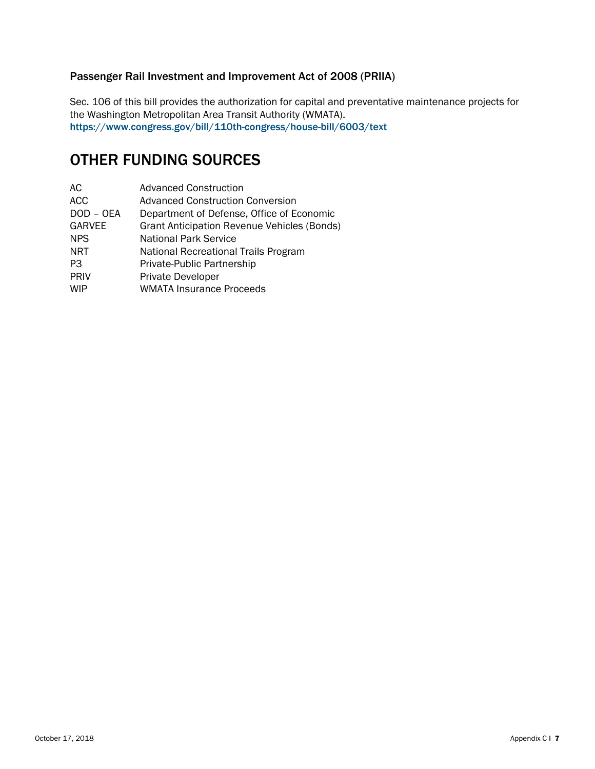### Passenger Rail Investment and Improvement Act of 2008 (PRIIA)

Sec. 106 of this bill provides the authorization for capital and preventative maintenance projects for the Washington Metropolitan Area Transit Authority (WMATA).
https://www.congress.gov/bill/110th-congress/house-bill/6003/text

## OTHER FUNDING SOURCES

| | |
|---|---|
| AC | Advanced Construction |
| ACC | Advanced Construction Conversion |
| DOD – OEA | Department of Defense, Office of Economic |
| GARVEE | Grant Anticipation Revenue Vehicles (Bonds) |
| NPS | National Park Service |
| NRT | National Recreational Trails Program |
| P3 | Private-Public Partnership |
| PRIV | Private Developer |
| WIP | WMATA Insurance Proceeds |